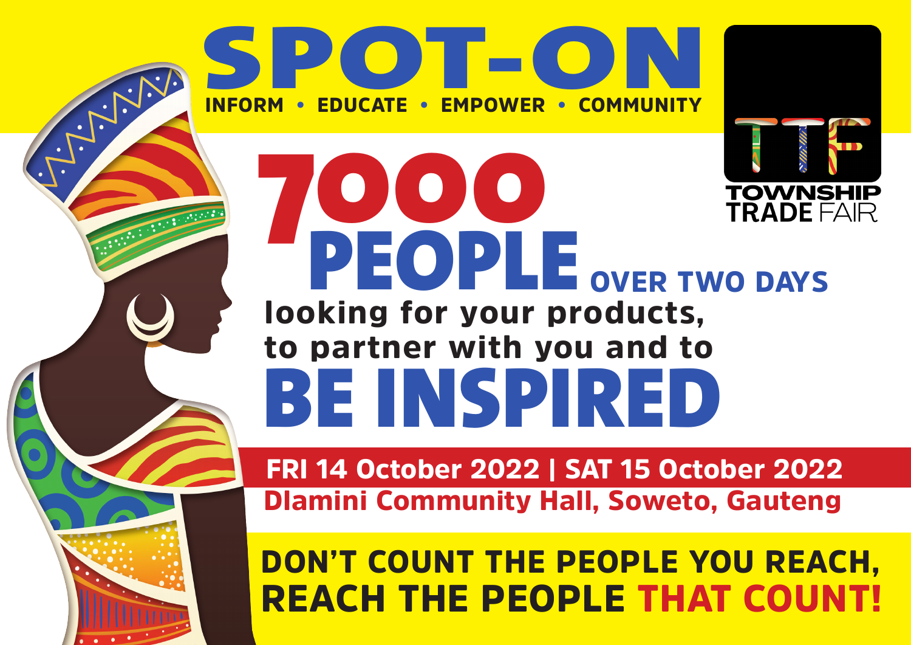# SPOT-ON

INFORM • EDUCATE • EMPOWER • COMMUNITY

TTF

TOWNSHIP TRADE FAIR

# 7000 PEOPLE OVER TWO DAYS

**looking for your products, to partner with you and to**

# BE INSPIRED

**FRI 14 October 2022 | SAT 15 October 2022**

**Dlamini Community Hall, Soweto, Gauteng**

## DON'T COUNT THE PEOPLE YOU REACH, REACH THE PEOPLE THAT COUNT!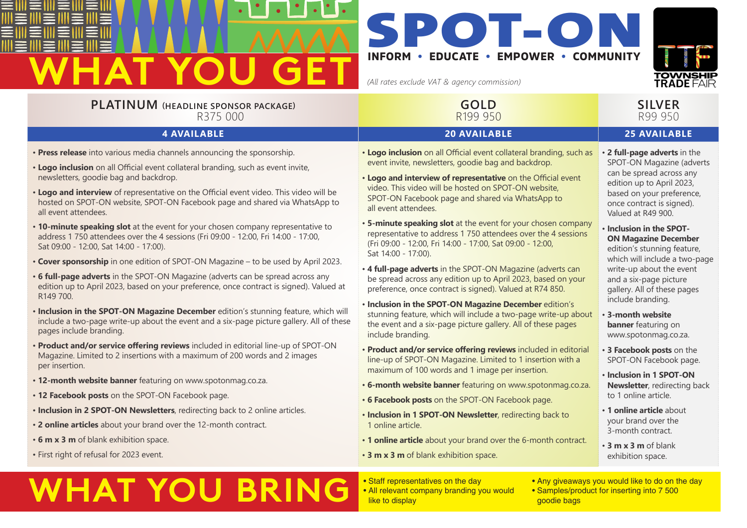# WHAT YOU GET

# SPOT-ON

**INFORM • EDUCATE • EMPOWER • COMMUNITY**

*(All rates exclude VAT & agency commission)*

TOWNSHIP TRADE FAIR

## PLATINUM (HEADLINE SPONSOR PACKAGE)
R375 000

**4 AVAILABLE**

- **Press release** into various media channels announcing the sponsorship.
- **Logo inclusion** on all Official event collateral branding, such as event invite, newsletters, goodie bag and backdrop.
- **Logo and interview** of representative on the Official event video. This video will be hosted on SPOT-ON website, SPOT-ON Facebook page and shared via WhatsApp to all event attendees.
- **10-minute speaking slot** at the event for your chosen company representative to address 1 750 attendees over the 4 sessions (Fri 09:00 - 12:00, Fri 14:00 - 17:00, Sat 09:00 - 12:00, Sat 14:00 - 17:00).
- **Cover sponsorship** in one edition of SPOT-ON Magazine – to be used by April 2023.
- **6 full-page adverts** in the SPOT-ON Magazine (adverts can be spread across any edition up to April 2023, based on your preference, once contract is signed). Valued at R149 700.
- **Inclusion in the SPOT-ON Magazine December** edition's stunning feature, which will include a two-page write-up about the event and a six-page picture gallery. All of these pages include branding.
- **Product and/or service offering reviews** included in editorial line-up of SPOT-ON Magazine. Limited to 2 insertions with a maximum of 200 words and 2 images per insertion.
- **12-month website banner** featuring on www.spotonmag.co.za.
- **12 Facebook posts** on the SPOT-ON Facebook page.
- **Inclusion in 2 SPOT-ON Newsletters**, redirecting back to 2 online articles.
- **2 online articles** about your brand over the 12-month contract.
- **6 m x 3 m** of blank exhibition space.
- First right of refusal for 2023 event.

## GOLD
R199 950

**20 AVAILABLE**

- **Logo inclusion** on all Official event collateral branding, such as event invite, newsletters, goodie bag and backdrop.
- **Logo and interview of representative** on the Official event video. This video will be hosted on SPOT-ON website, SPOT-ON Facebook page and shared via WhatsApp to all event attendees.
- **5-minute speaking slot** at the event for your chosen company representative to address 1 750 attendees over the 4 sessions (Fri 09:00 - 12:00, Fri 14:00 - 17:00, Sat 09:00 - 12:00, Sat 14:00 - 17:00).
- **4 full-page adverts** in the SPOT-ON Magazine (adverts can be spread across any edition up to April 2023, based on your preference, once contract is signed). Valued at R74 850.
- **Inclusion in the SPOT-ON Magazine December** edition's stunning feature, which will include a two-page write-up about the event and a six-page picture gallery. All of these pages include branding.
- **Product and/or service offering reviews** included in editorial line-up of SPOT-ON Magazine. Limited to 1 insertion with a maximum of 100 words and 1 image per insertion.
- **6-month website banner** featuring on www.spotonmag.co.za.
- **6 Facebook posts** on the SPOT-ON Facebook page.
- **Inclusion in 1 SPOT-ON Newsletter**, redirecting back to 1 online article.
- **1 online article** about your brand over the 6-month contract.
- **3 m x 3 m** of blank exhibition space.

## SILVER
R99 950

**25 AVAILABLE**

- **2 full-page adverts** in the SPOT-ON Magazine (adverts can be spread across any edition up to April 2023, based on your preference, once contract is signed). Valued at R49 900.
- **Inclusion in the SPOT-ON Magazine December** edition's stunning feature, which will include a two-page write-up about the event and a six-page picture gallery. All of these pages include branding.
- **3-month website banner** featuring on www.spotonmag.co.za.
- **3 Facebook posts** on the SPOT-ON Facebook page.
- **Inclusion in 1 SPOT-ON Newsletter**, redirecting back to 1 online article.
- **1 online article** about your brand over the 3-month contract.
- **3 m x 3 m** of blank exhibition space.

# WHAT YOU BRING

- Staff representatives on the day
- All relevant company branding you would like to display
- Any giveaways you would like to do on the day
- Samples/product for inserting into 7 500 goodie bags